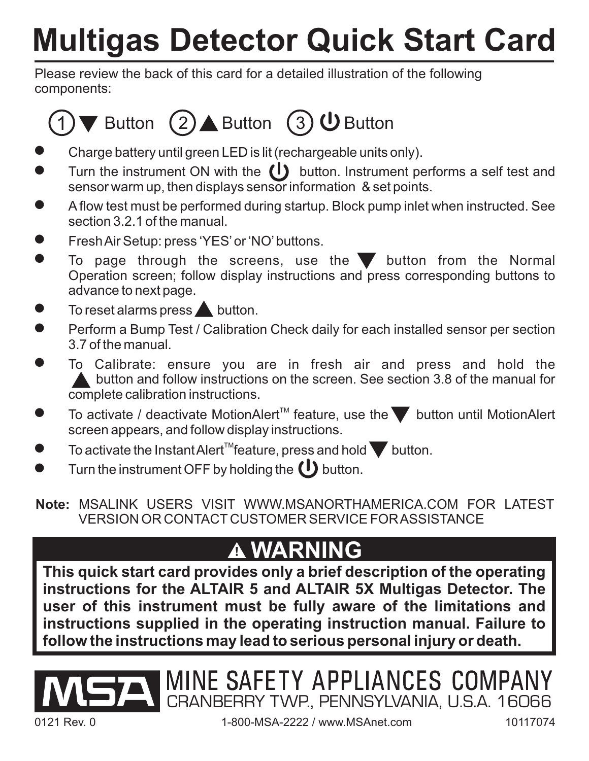# Multigas Detector Quick Start Card

Please review the back of this card for a detailed illustration of the following components:

(1) ▼ Button (2) ▲ Button (3) ⏻ Button

- Charge battery until green LED is lit (rechargeable units only).
- Turn the instrument ON with the ⏻ button. Instrument performs a self test and sensor warm up, then displays sensor information & set points.
- A flow test must be performed during startup. Block pump inlet when instructed. See section 3.2.1 of the manual.
- Fresh Air Setup: press 'YES' or 'NO' buttons.
- To page through the screens, use the ▼ button from the Normal Operation screen; follow display instructions and press corresponding buttons to advance to next page.
- To reset alarms press ▲ button.
- Perform a Bump Test / Calibration Check daily for each installed sensor per section 3.7 of the manual.
- To Calibrate: ensure you are in fresh air and press and hold the ▲ button and follow instructions on the screen. See section 3.8 of the manual for complete calibration instructions.
- To activate / deactivate MotionAlert™ feature, use the ▼ button until MotionAlert screen appears, and follow display instructions.
- To activate the InstantAlert™ feature, press and hold ▼ button.
- Turn the instrument OFF by holding the ⏻ button.

**Note:** MSALINK USERS VISIT WWW.MSANORTHAMERICA.COM FOR LATEST VERSION OR CONTACT CUSTOMER SERVICE FOR ASSISTANCE

## ⚠ WARNING

**This quick start card provides only a brief description of the operating instructions for the ALTAIR 5 and ALTAIR 5X Multigas Detector. The user of this instrument must be fully aware of the limitations and instructions supplied in the operating instruction manual. Failure to follow the instructions may lead to serious personal injury or death.**

MSA MINE SAFETY APPLIANCES COMPANY
CRANBERRY TWP., PENNSYLVANIA, U.S.A. 16066

0121 Rev. 0 1-800-MSA-2222 / www.MSAnet.com 10117074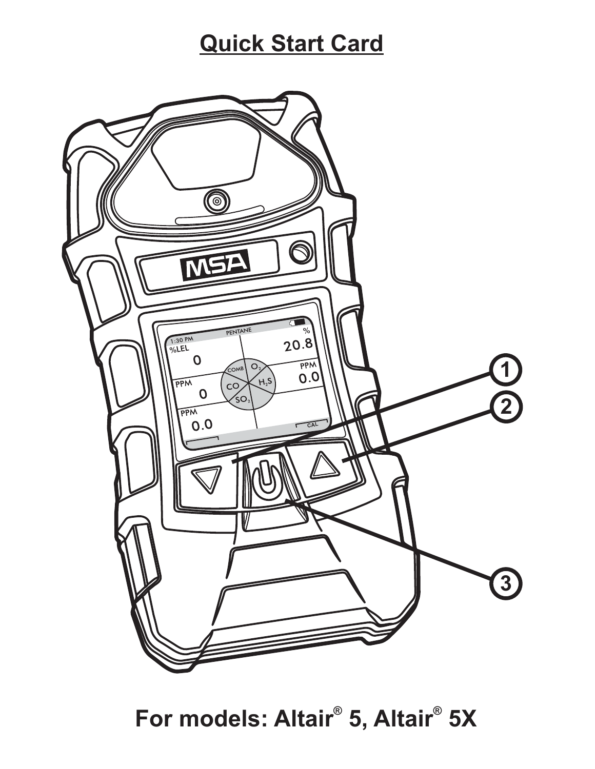# Quick Start Card

1

2

3

For models: Altair® 5, Altair® 5X